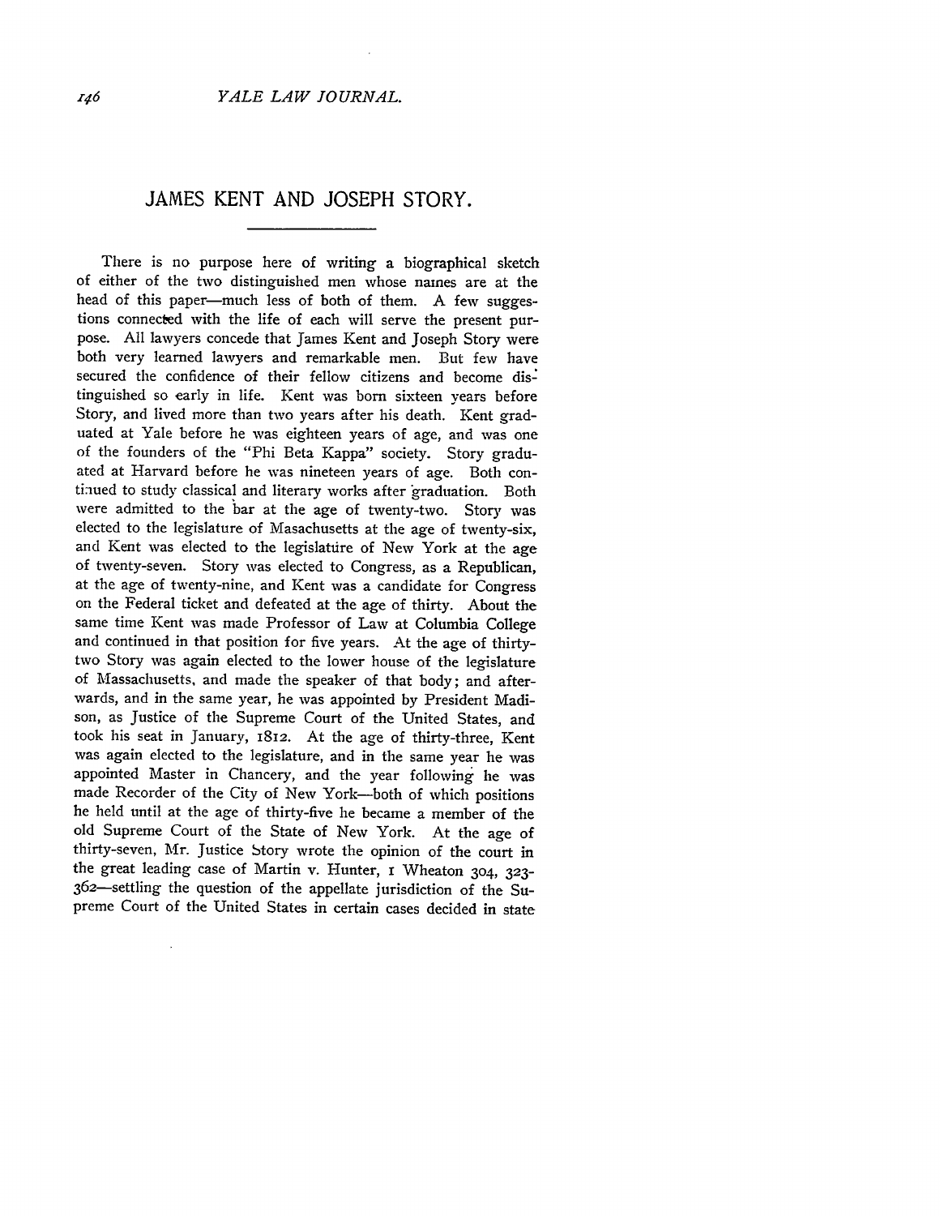# JAMES KENT AND JOSEPH STORY.

There is no purpose here of writing a biographical sketch of either of the two distinguished men whose names are at the head of this paper—much less of both of them. A few suggestions connected with the life of each will serve the present purpose. All lawyers concede that James Kent and Joseph Story were both very learned lawyers and remarkable men. But few have secured the confidence of their fellow citizens and become distinguished so early in life. Kent was born sixteen years before Story, and lived more than two years after his death. Kent graduated at Yale before he was eighteen years of age, and was one of the founders of the "Phi Beta Kappa" society. Story graduated at Harvard before he was nineteen years of age. Both continued to study classical and literary works after graduation. Both were admitted to the bar at the age of twenty-two. Story was elected to the legislature of Masachusetts at the age of twenty-six, and Kent was elected to the legislatūre of New York at the age of twenty-seven. Story was elected to Congress, as a Republican, at the age of twenty-nine, and Kent was a candidate for Congress on the Federal ticket and defeated at the age of thirty. About the same time Kent was made Professor of Law at Columbia College and continued in that position for five years. At the age of thirty-two Story was again elected to the lower house of the legislature of Massachusetts, and made the speaker of that body; and afterwards, and in the same year, he was appointed by President Madison, as Justice of the Supreme Court of the United States, and took his seat in January, 1812. At the age of thirty-three, Kent was again elected to the legislature, and in the same year he was appointed Master in Chancery, and the year following he was made Recorder of the City of New York—both of which positions he held until at the age of thirty-five he became a member of the old Supreme Court of the State of New York. At the age of thirty-seven, Mr. Justice Story wrote the opinion of the court in the great leading case of Martin v. Hunter, 1 Wheaton 304, 323-362—settling the question of the appellate jurisdiction of the Supreme Court of the United States in certain cases decided in state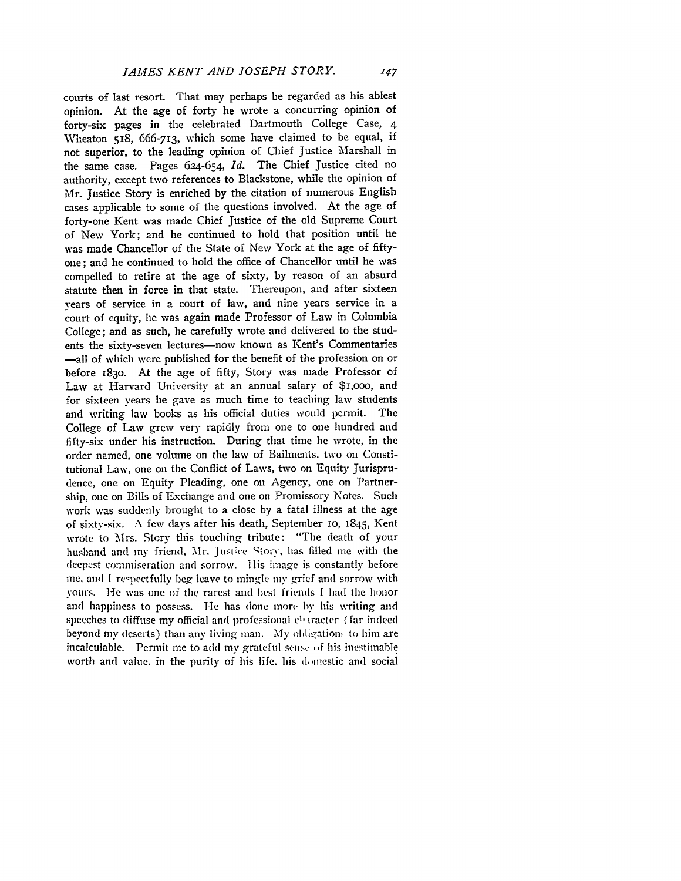courts of last resort. That may perhaps be regarded as his ablest opinion. At the age of forty he wrote a concurring opinion of forty-six pages in the celebrated Dartmouth College Case, 4 Wheaton 518, 666-713, which some have claimed to be equal, if not superior, to the leading opinion of Chief Justice Marshall in the same case. Pages 624-654, *Id.* The Chief Justice cited no authority, except two references to Blackstone, while the opinion of Mr. Justice Story is enriched by the citation of numerous English cases applicable to some of the questions involved. At the age of forty-one Kent was made Chief Justice of the old Supreme Court of New York; and he continued to hold that position until he was made Chancellor of the State of New York at the age of fifty-one; and he continued to hold the office of Chancellor until he was compelled to retire at the age of sixty, by reason of an absurd statute then in force in that state. Thereupon, and after sixteen years of service in a court of law, and nine years service in a court of equity, he was again made Professor of Law in Columbia College; and as such, he carefully wrote and delivered to the students the sixty-seven lectures—now known as Kent's Commentaries—all of which were published for the benefit of the profession on or before 1830. At the age of fifty, Story was made Professor of Law at Harvard University at an annual salary of $1,000, and for sixteen years he gave as much time to teaching law students and writing law books as his official duties would permit. The College of Law grew very rapidly from one to one hundred and fifty-six under his instruction. During that time he wrote, in the order named, one volume on the law of Bailments, two on Constitutional Law, one on the Conflict of Laws, two on Equity Jurisprudence, one on Equity Pleading, one on Agency, one on Partnership, one on Bills of Exchange and one on Promissory Notes. Such work was suddenly brought to a close by a fatal illness at the age of sixty-six. A few days after his death, September 10, 1845, Kent wrote to Mrs. Story this touching tribute: "The death of your husband and my friend, Mr. Justice Story, has filled me with the deepest commiseration and sorrow. His image is constantly before me, and I respectfully beg leave to mingle my grief and sorrow with yours. He was one of the rarest and best friends I had the honor and happiness to possess. He has done more by his writing and speeches to diffuse my official and professional character (far indeed beyond my deserts) than any living man. My obligations to him are incalculable. Permit me to add my grateful sense of his inestimable worth and value, in the purity of his life, his domestic and social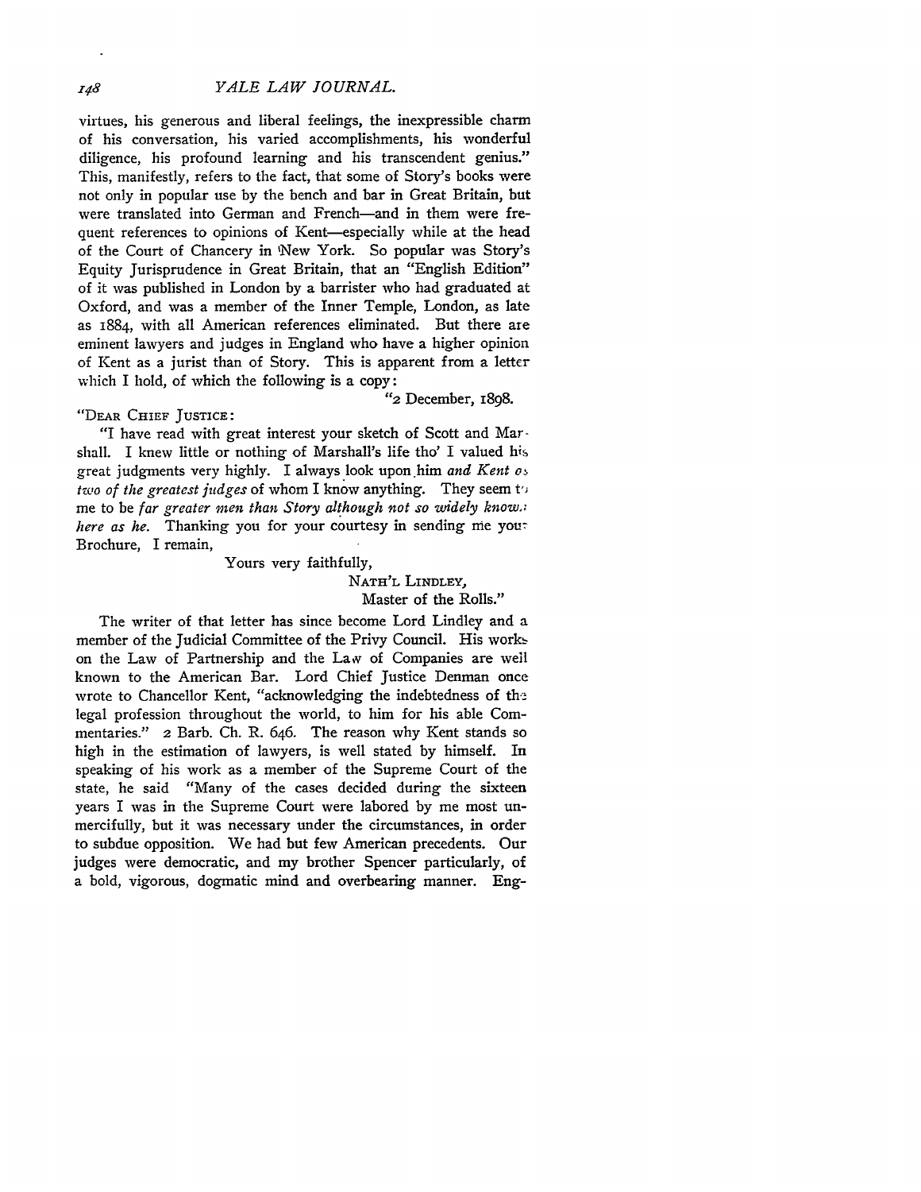virtues, his generous and liberal feelings, the inexpressible charm of his conversation, his varied accomplishments, his wonderful diligence, his profound learning and his transcendent genius." This, manifestly, refers to the fact, that some of Story's books were not only in popular use by the bench and bar in Great Britain, but were translated into German and French—and in them were frequent references to opinions of Kent—especially while at the head of the Court of Chancery in New York. So popular was Story's Equity Jurisprudence in Great Britain, that an "English Edition" of it was published in London by a barrister who had graduated at Oxford, and was a member of the Inner Temple, London, as late as 1884, with all American references eliminated. But there are eminent lawyers and judges in England who have a higher opinion of Kent as a jurist than of Story. This is apparent from a letter which I hold, of which the following is a copy:

"2 December, 1898.

"DEAR CHIEF JUSTICE:

"I have read with great interest your sketch of Scott and Marshall. I knew little or nothing of Marshall's life tho' I valued his great judgments very highly. I always look upon him *and Kent as two of the greatest judges* of whom I know anything. They seem to me to be *far greater men than Story although not so widely known here as he.* Thanking you for your courtesy in sending me your Brochure, I remain,

Yours very faithfully,

NATH'L LINDLEY,
Master of the Rolls."

The writer of that letter has since become Lord Lindley and a member of the Judicial Committee of the Privy Council. His works on the Law of Partnership and the Law of Companies are well known to the American Bar. Lord Chief Justice Denman once wrote to Chancellor Kent, "acknowledging the indebtedness of the legal profession throughout the world, to him for his able Commentaries." 2 Barb. Ch. R. 646. The reason why Kent stands so high in the estimation of lawyers, is well stated by himself. In speaking of his work as a member of the Supreme Court of the state, he said "Many of the cases decided during the sixteen years I was in the Supreme Court were labored by me most unmercifully, but it was necessary under the circumstances, in order to subdue opposition. We had but few American precedents. Our judges were democratic, and my brother Spencer particularly, of a bold, vigorous, dogmatic mind and overbearing manner. Eng-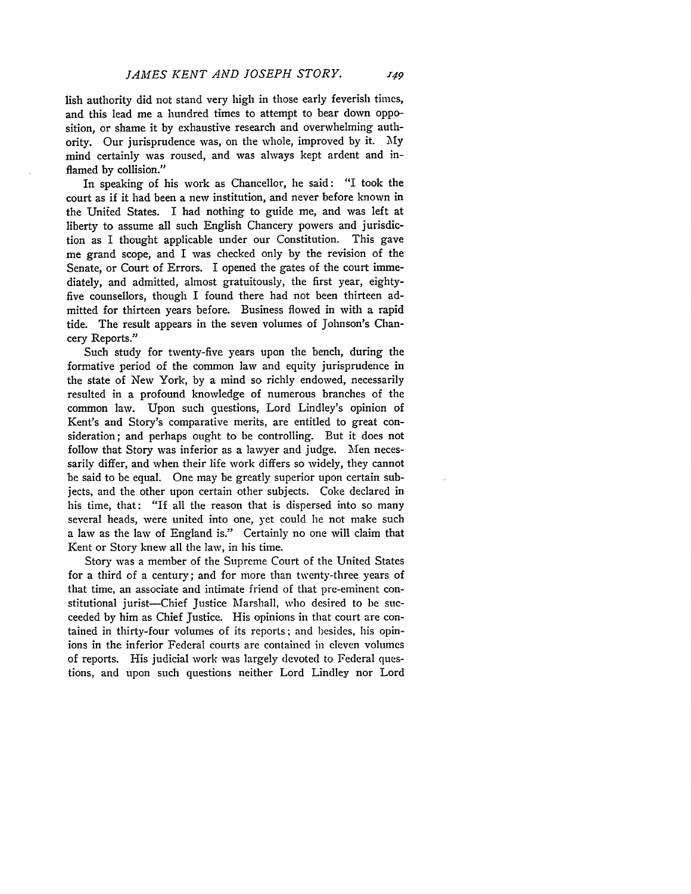lish authority did not stand very high in those early feverish times, and this lead me a hundred times to attempt to bear down opposition, or shame it by exhaustive research and overwhelming authority. Our jurisprudence was, on the whole, improved by it. My mind certainly was roused, and was always kept ardent and inflamed by collision."

In speaking of his work as Chancellor, he said: "I took the court as if it had been a new institution, and never before known in the United States. I had nothing to guide me, and was left at liberty to assume all such English Chancery powers and jurisdiction as I thought applicable under our Constitution. This gave me grand scope, and I was checked only by the revision of the Senate, or Court of Errors. I opened the gates of the court immediately, and admitted, almost gratuitously, the first year, eighty-five counsellors, though I found there had not been thirteen admitted for thirteen years before. Business flowed in with a rapid tide. The result appears in the seven volumes of Johnson's Chancery Reports."

Such study for twenty-five years upon the bench, during the formative period of the common law and equity jurisprudence in the state of New York, by a mind so richly endowed, necessarily resulted in a profound knowledge of numerous branches of the common law. Upon such questions, Lord Lindley's opinion of Kent's and Story's comparative merits, are entitled to great consideration; and perhaps ought to be controlling. But it does not follow that Story was inferior as a lawyer and judge. Men necessarily differ, and when their life work differs so widely, they cannot be said to be equal. One may be greatly superior upon certain subjects, and the other upon certain other subjects. Coke declared in his time, that: "If all the reason that is dispersed into so many several heads, were united into one, yet could he not make such a law as the law of England is." Certainly no one will claim that Kent or Story knew all the law, in his time.

Story was a member of the Supreme Court of the United States for a third of a century; and for more than twenty-three years of that time, an associate and intimate friend of that pre-eminent constitutional jurist—Chief Justice Marshall, who desired to be succeeded by him as Chief Justice. His opinions in that court are contained in thirty-four volumes of its reports; and besides, his opinions in the inferior Federal courts are contained in eleven volumes of reports. His judicial work was largely devoted to Federal questions, and upon such questions neither Lord Lindley nor Lord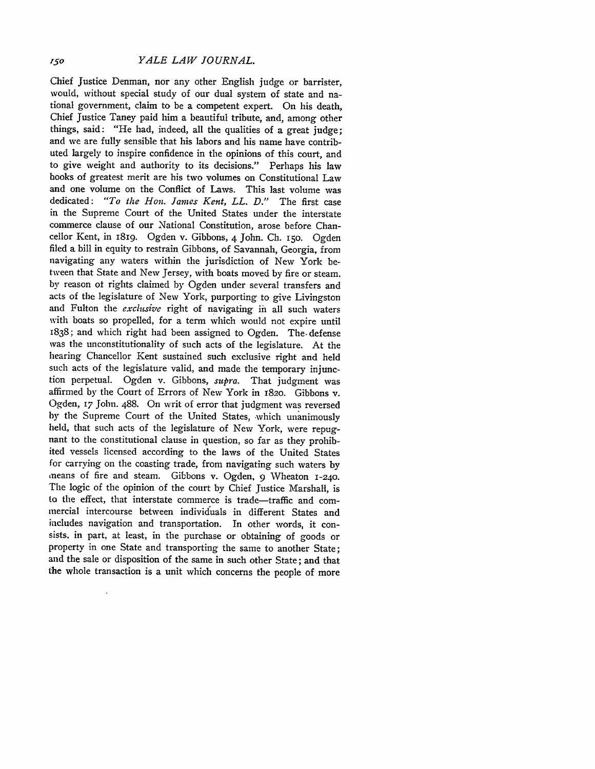Chief Justice Denman, nor any other English judge or barrister, would, without special study of our dual system of state and national government, claim to be a competent expert. On his death, Chief Justice Taney paid him a beautiful tribute, and, among other things, said: "He had, indeed, all the qualities of a great judge; and we are fully sensible that his labors and his name have contributed largely to inspire confidence in the opinions of this court, and to give weight and authority to its decisions." Perhaps his law books of greatest merit are his two volumes on Constitutional Law and one volume on the Conflict of Laws. This last volume was dedicated: *"To the Hon. James Kent, LL. D."* The first case in the Supreme Court of the United States under the interstate commerce clause of our National Constitution, arose before Chancellor Kent, in 1819. Ogden v. Gibbons, 4 John. Ch. 150. Ogden filed a bill in equity to restrain Gibbons, of Savannah, Georgia, from navigating any waters within the jurisdiction of New York between that State and New Jersey, with boats moved by fire or steam, by reason of rights claimed by Ogden under several transfers and acts of the legislature of New York, purporting to give Livingston and Fulton the *exclusive* right of navigating in all such waters with boats so propelled, for a term which would not expire until 1838; and which right had been assigned to Ogden. The defense was the unconstitutionality of such acts of the legislature. At the hearing Chancellor Kent sustained such exclusive right and held such acts of the legislature valid, and made the temporary injunction perpetual. Ogden v. Gibbons, *supra.* That judgment was affirmed by the Court of Errors of New York in 1820. Gibbons v. Ogden, 17 John. 488. On writ of error that judgment was reversed by the Supreme Court of the United States, which unanimously held, that such acts of the legislature of New York, were repugnant to the constitutional clause in question, so far as they prohibited vessels licensed according to the laws of the United States for carrying on the coasting trade, from navigating such waters by means of fire and steam. Gibbons v. Ogden, 9 Wheaton 1-240. The logic of the opinion of the court by Chief Justice Marshall, is to the effect, that interstate commerce is trade—traffic and commercial intercourse between individuals in different States and includes navigation and transportation. In other words, it consists, in part, at least, in the purchase or obtaining of goods or property in one State and transporting the same to another State; and the sale or disposition of the same in such other State; and that the whole transaction is a unit which concerns the people of more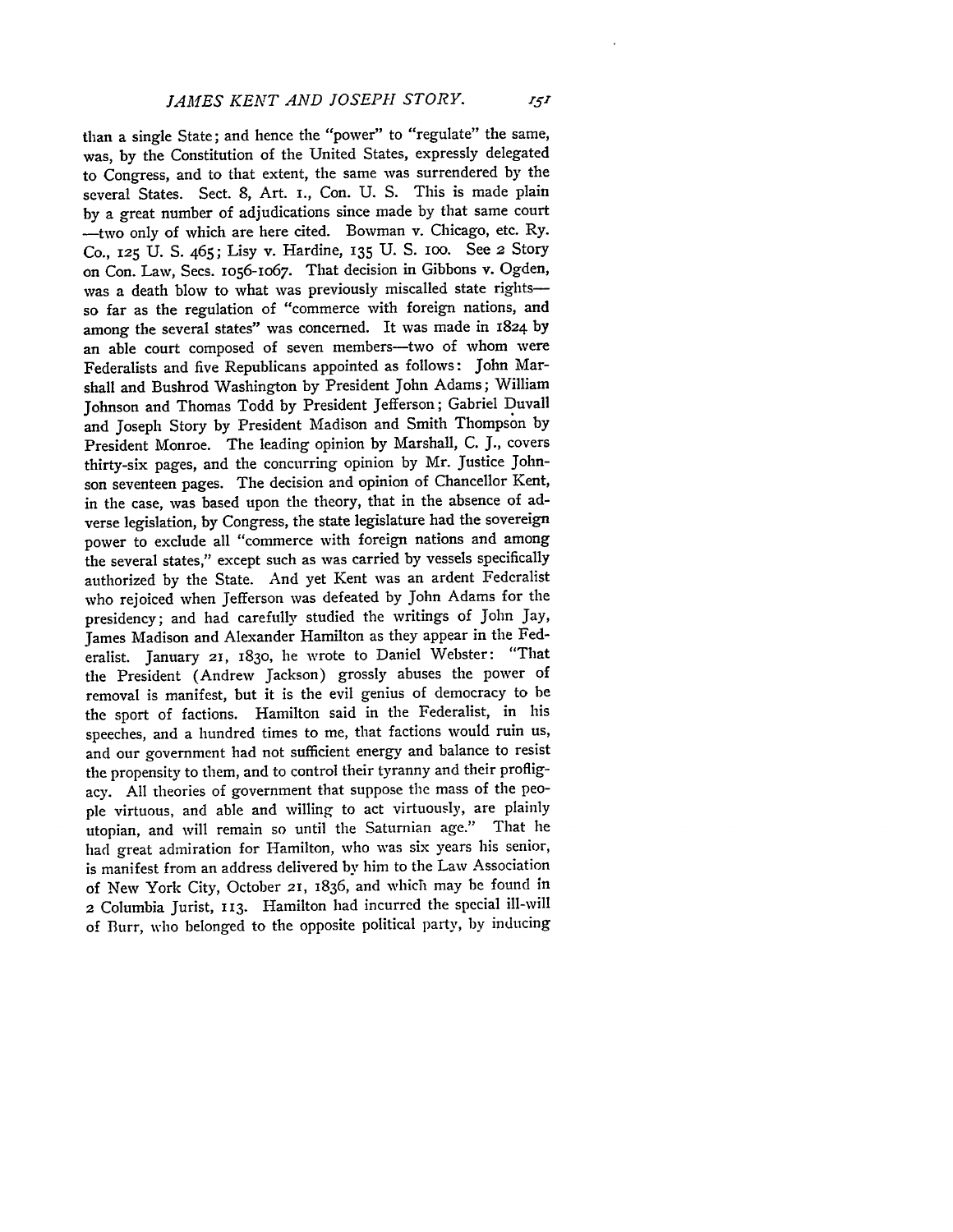than a single State; and hence the "power" to "regulate" the same, was, by the Constitution of the United States, expressly delegated to Congress, and to that extent, the same was surrendered by the several States. Sect. 8, Art. 1., Con. U. S. This is made plain by a great number of adjudications since made by that same court—two only of which are here cited. Bowman v. Chicago, etc. Ry. Co., 125 U. S. 465; Lisy v. Hardine, 135 U. S. 100. See 2 Story on Con. Law, Secs. 1056-1067. That decision in Gibbons v. Ogden, was a death blow to what was previously miscalled state rights—so far as the regulation of "commerce with foreign nations, and among the several states" was concerned. It was made in 1824 by an able court composed of seven members—two of whom were Federalists and five Republicans appointed as follows: John Marshall and Bushrod Washington by President John Adams; William Johnson and Thomas Todd by President Jefferson; Gabriel Duvall and Joseph Story by President Madison and Smith Thompson by President Monroe. The leading opinion by Marshall, C. J., covers thirty-six pages, and the concurring opinion by Mr. Justice Johnson seventeen pages. The decision and opinion of Chancellor Kent, in the case, was based upon the theory, that in the absence of adverse legislation, by Congress, the state legislature had the sovereign power to exclude all "commerce with foreign nations and among the several states," except such as was carried by vessels specifically authorized by the State. And yet Kent was an ardent Federalist who rejoiced when Jefferson was defeated by John Adams for the presidency; and had carefully studied the writings of John Jay, James Madison and Alexander Hamilton as they appear in the Federalist. January 21, 1830, he wrote to Daniel Webster: "That the President (Andrew Jackson) grossly abuses the power of removal is manifest, but it is the evil genius of democracy to be the sport of factions. Hamilton said in the Federalist, in his speeches, and a hundred times to me, that factions would ruin us, and our government had not sufficient energy and balance to resist the propensity to them, and to control their tyranny and their profligacy. All theories of government that suppose the mass of the people virtuous, and able and willing to act virtuously, are plainly utopian, and will remain so until the Saturnian age." That he had great admiration for Hamilton, who was six years his senior, is manifest from an address delivered by him to the Law Association of New York City, October 21, 1836, and which may be found in 2 Columbia Jurist, 113. Hamilton had incurred the special ill-will of Burr, who belonged to the opposite political party, by inducing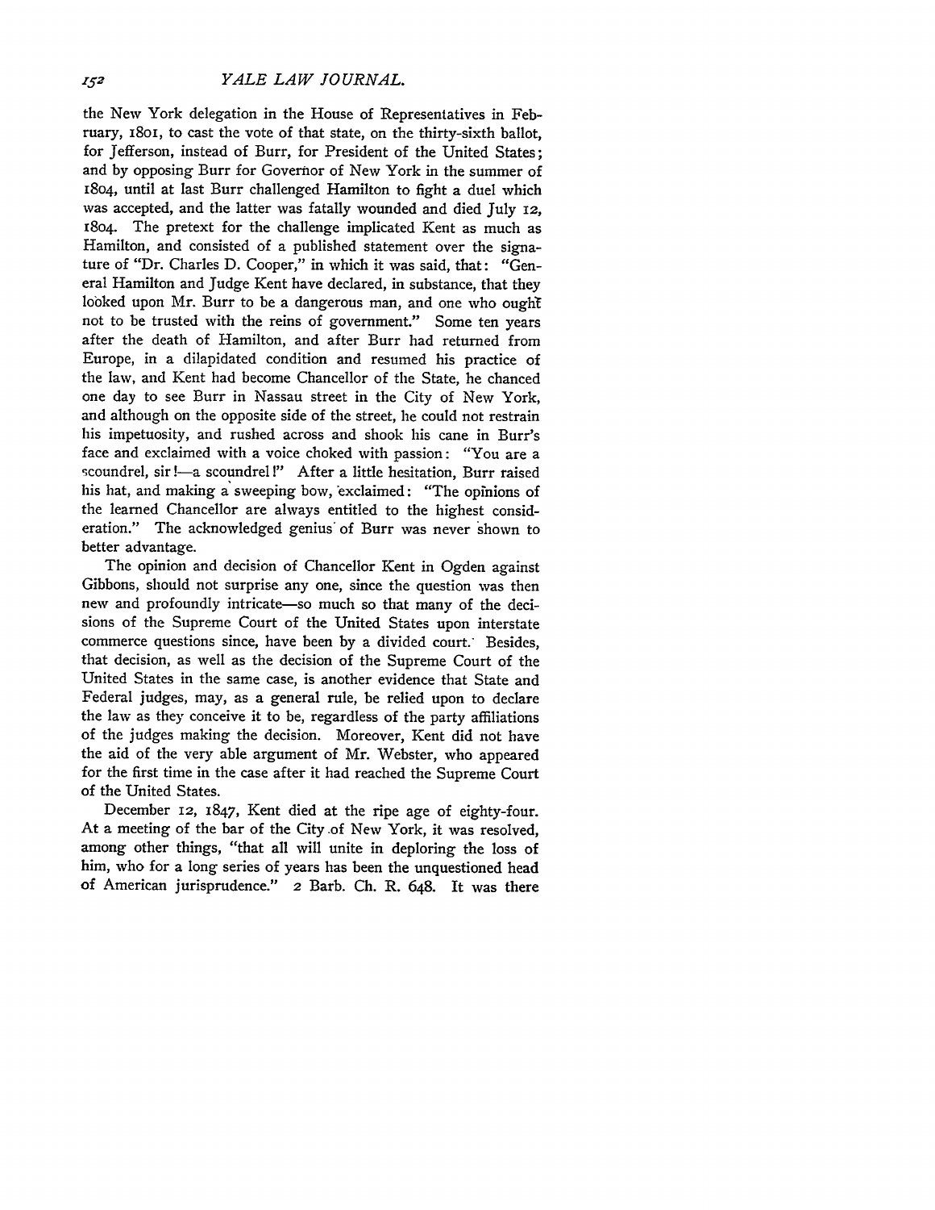the New York delegation in the House of Representatives in February, 1801, to cast the vote of that state, on the thirty-sixth ballot, for Jefferson, instead of Burr, for President of the United States; and by opposing Burr for Governor of New York in the summer of 1804, until at last Burr challenged Hamilton to fight a duel which was accepted, and the latter was fatally wounded and died July 12, 1804. The pretext for the challenge implicated Kent as much as Hamilton, and consisted of a published statement over the signature of "Dr. Charles D. Cooper," in which it was said, that: "General Hamilton and Judge Kent have declared, in substance, that they looked upon Mr. Burr to be a dangerous man, and one who ought not to be trusted with the reins of government." Some ten years after the death of Hamilton, and after Burr had returned from Europe, in a dilapidated condition and resumed his practice of the law, and Kent had become Chancellor of the State, he chanced one day to see Burr in Nassau street in the City of New York, and although on the opposite side of the street, he could not restrain his impetuosity, and rushed across and shook his cane in Burr's face and exclaimed with a voice choked with passion: "You are a scoundrel, sir!—a scoundrel!" After a little hesitation, Burr raised his hat, and making a sweeping bow, exclaimed: "The opinions of the learned Chancellor are always entitled to the highest consideration." The acknowledged genius of Burr was never shown to better advantage.

The opinion and decision of Chancellor Kent in Ogden against Gibbons, should not surprise any one, since the question was then new and profoundly intricate—so much so that many of the decisions of the Supreme Court of the United States upon interstate commerce questions since, have been by a divided court. Besides, that decision, as well as the decision of the Supreme Court of the United States in the same case, is another evidence that State and Federal judges, may, as a general rule, be relied upon to declare the law as they conceive it to be, regardless of the party affiliations of the judges making the decision. Moreover, Kent did not have the aid of the very able argument of Mr. Webster, who appeared for the first time in the case after it had reached the Supreme Court of the United States.

December 12, 1847, Kent died at the ripe age of eighty-four. At a meeting of the bar of the City of New York, it was resolved, among other things, "that all will unite in deploring the loss of him, who for a long series of years has been the unquestioned head of American jurisprudence." 2 Barb. Ch. R. 648. It was there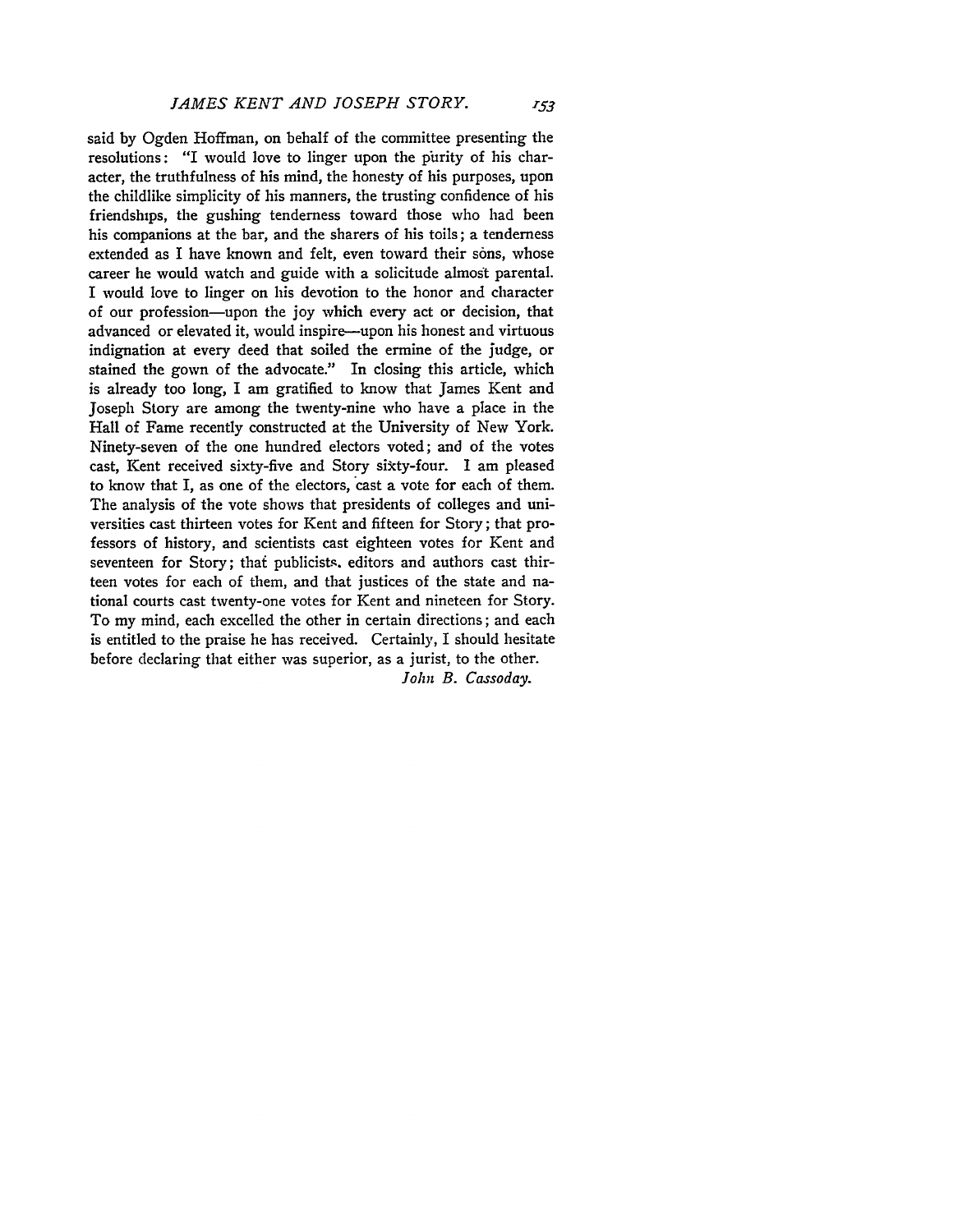said by Ogden Hoffman, on behalf of the committee presenting the resolutions: "I would love to linger upon the purity of his character, the truthfulness of his mind, the honesty of his purposes, upon the childlike simplicity of his manners, the trusting confidence of his friendships, the gushing tenderness toward those who had been his companions at the bar, and the sharers of his toils; a tenderness extended as I have known and felt, even toward their sons, whose career he would watch and guide with a solicitude almost parental. I would love to linger on his devotion to the honor and character of our profession—upon the joy which every act or decision, that advanced or elevated it, would inspire—upon his honest and virtuous indignation at every deed that soiled the ermine of the judge, or stained the gown of the advocate." In closing this article, which is already too long, I am gratified to know that James Kent and Joseph Story are among the twenty-nine who have a place in the Hall of Fame recently constructed at the University of New York. Ninety-seven of the one hundred electors voted; and of the votes cast, Kent received sixty-five and Story sixty-four. I am pleased to know that I, as one of the electors, cast a vote for each of them. The analysis of the vote shows that presidents of colleges and universities cast thirteen votes for Kent and fifteen for Story; that professors of history, and scientists cast eighteen votes for Kent and seventeen for Story; that publicists, editors and authors cast thirteen votes for each of them, and that justices of the state and national courts cast twenty-one votes for Kent and nineteen for Story. To my mind, each excelled the other in certain directions; and each is entitled to the praise he has received. Certainly, I should hesitate before declaring that either was superior, as a jurist, to the other.

*John B. Cassoday.*